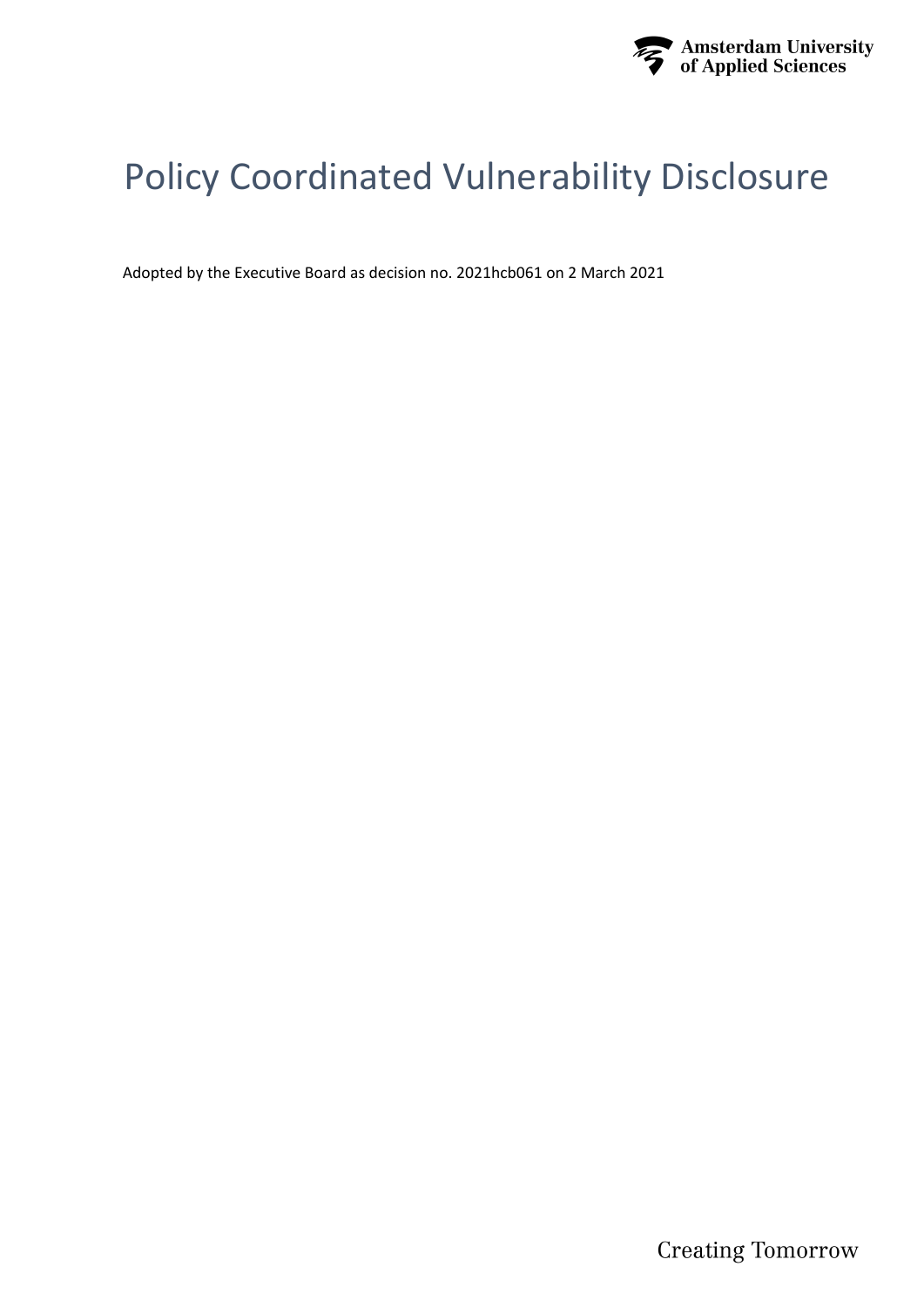# Policy Coordinated Vulnerability Disclosure

Adopted by the Executive Board as decision no. 2021hcb061 on 2 March 2021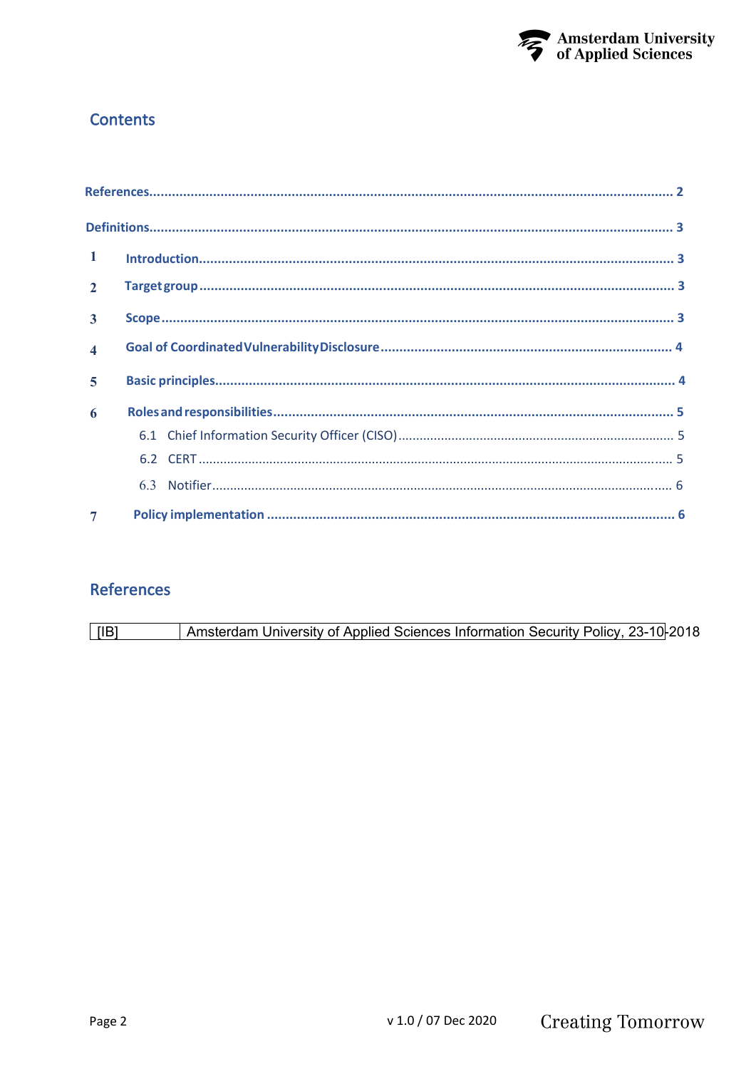## Contents

- References ..... 2
- Definitions ..... 3
- 1 Introduction ..... 3
- 2 Target group ..... 3
- 3 Scope ..... 3
- 4 Goal of Coordinated Vulnerability Disclosure ..... 4
- 5 Basic principles ..... 4
- 6 Roles and responsibilities ..... 5
  - 6.1 Chief Information Security Officer (CISO) ..... 5
  - 6.2 CERT ..... 5
  - 6.3 Notifier ..... 6
- 7 Policy implementation ..... 6

## References

| | |
|---|---|
| [IB] | Amsterdam University of Applied Sciences Information Security Policy, 23-10-2018 |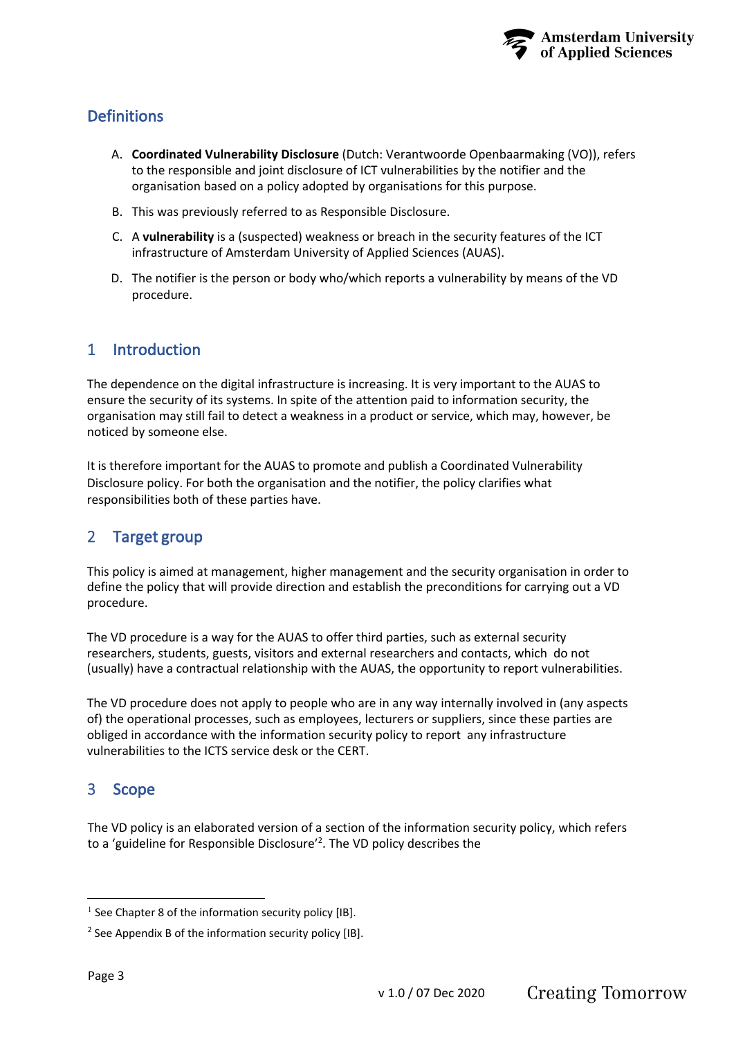## Definitions

A. **Coordinated Vulnerability Disclosure** (Dutch: Verantwoorde Openbaarmaking (VO)), refers to the responsible and joint disclosure of ICT vulnerabilities by the notifier and the organisation based on a policy adopted by organisations for this purpose.

B. This was previously referred to as Responsible Disclosure.

C. A **vulnerability** is a (suspected) weakness or breach in the security features of the ICT infrastructure of Amsterdam University of Applied Sciences (AUAS).

D. The notifier is the person or body who/which reports a vulnerability by means of the VD procedure.

## 1 Introduction

The dependence on the digital infrastructure is increasing. It is very important to the AUAS to ensure the security of its systems. In spite of the attention paid to information security, the organisation may still fail to detect a weakness in a product or service, which may, however, be noticed by someone else.

It is therefore important for the AUAS to promote and publish a Coordinated Vulnerability Disclosure policy. For both the organisation and the notifier, the policy clarifies what responsibilities both of these parties have.

## 2 Target group

This policy is aimed at management, higher management and the security organisation in order to define the policy that will provide direction and establish the preconditions for carrying out a VD procedure.

The VD procedure is a way for the AUAS to offer third parties, such as external security researchers, students, guests, visitors and external researchers and contacts, which do not (usually) have a contractual relationship with the AUAS, the opportunity to report vulnerabilities.

The VD procedure does not apply to people who are in any way internally involved in (any aspects of) the operational processes, such as employees, lecturers or suppliers, since these parties are obliged in accordance with the information security policy to report any infrastructure vulnerabilities to the ICTS service desk or the CERT.

## 3 Scope

The VD policy is an elaborated version of a section of the information security policy, which refers to a 'guideline for Responsible Disclosure'[2]. The VD policy describes the

---

[1] See Chapter 8 of the information security policy [IB].

[2] See Appendix B of the information security policy [IB].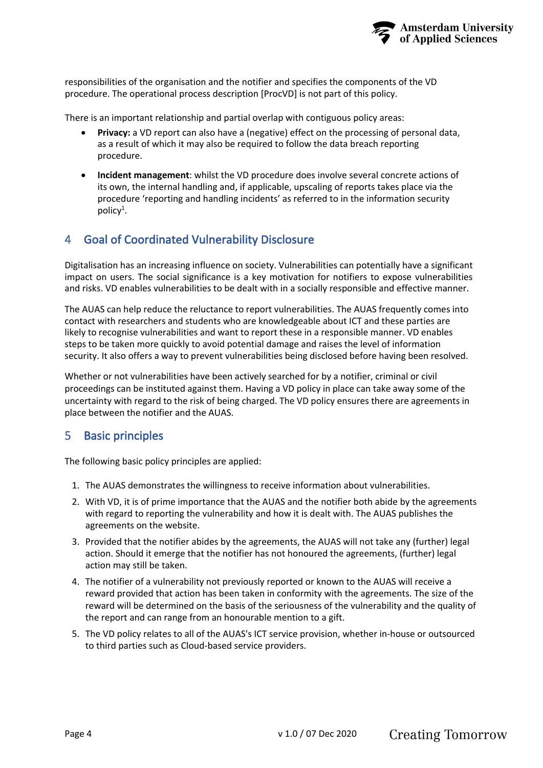responsibilities of the organisation and the notifier and specifies the components of the VD procedure. The operational process description [ProcVD] is not part of this policy.

There is an important relationship and partial overlap with contiguous policy areas:

- **Privacy:** a VD report can also have a (negative) effect on the processing of personal data, as a result of which it may also be required to follow the data breach reporting procedure.
- **Incident management**: whilst the VD procedure does involve several concrete actions of its own, the internal handling and, if applicable, upscaling of reports takes place via the procedure 'reporting and handling incidents' as referred to in the information security policy[1].

## 4 Goal of Coordinated Vulnerability Disclosure

Digitalisation has an increasing influence on society. Vulnerabilities can potentially have a significant impact on users. The social significance is a key motivation for notifiers to expose vulnerabilities and risks. VD enables vulnerabilities to be dealt with in a socially responsible and effective manner.

The AUAS can help reduce the reluctance to report vulnerabilities. The AUAS frequently comes into contact with researchers and students who are knowledgeable about ICT and these parties are likely to recognise vulnerabilities and want to report these in a responsible manner. VD enables steps to be taken more quickly to avoid potential damage and raises the level of information security. It also offers a way to prevent vulnerabilities being disclosed before having been resolved.

Whether or not vulnerabilities have been actively searched for by a notifier, criminal or civil proceedings can be instituted against them. Having a VD policy in place can take away some of the uncertainty with regard to the risk of being charged. The VD policy ensures there are agreements in place between the notifier and the AUAS.

## 5 Basic principles

The following basic policy principles are applied:

1. The AUAS demonstrates the willingness to receive information about vulnerabilities.
2. With VD, it is of prime importance that the AUAS and the notifier both abide by the agreements with regard to reporting the vulnerability and how it is dealt with. The AUAS publishes the agreements on the website.
3. Provided that the notifier abides by the agreements, the AUAS will not take any (further) legal action. Should it emerge that the notifier has not honoured the agreements, (further) legal action may still be taken.
4. The notifier of a vulnerability not previously reported or known to the AUAS will receive a reward provided that action has been taken in conformity with the agreements. The size of the reward will be determined on the basis of the seriousness of the vulnerability and the quality of the report and can range from an honourable mention to a gift.
5. The VD policy relates to all of the AUAS's ICT service provision, whether in-house or outsourced to third parties such as Cloud-based service providers.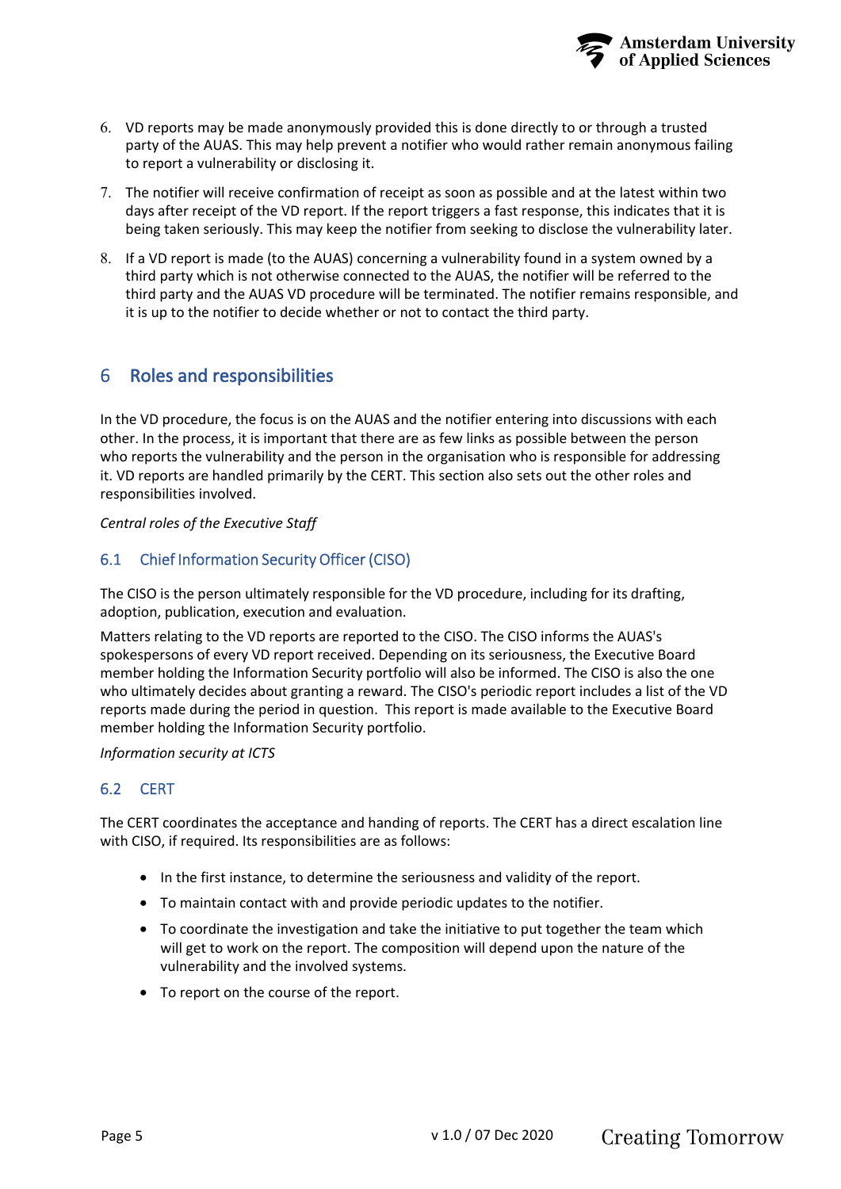6. VD reports may be made anonymously provided this is done directly to or through a trusted party of the AUAS. This may help prevent a notifier who would rather remain anonymous failing to report a vulnerability or disclosing it.
7. The notifier will receive confirmation of receipt as soon as possible and at the latest within two days after receipt of the VD report. If the report triggers a fast response, this indicates that it is being taken seriously. This may keep the notifier from seeking to disclose the vulnerability later.
8. If a VD report is made (to the AUAS) concerning a vulnerability found in a system owned by a third party which is not otherwise connected to the AUAS, the notifier will be referred to the third party and the AUAS VD procedure will be terminated. The notifier remains responsible, and it is up to the notifier to decide whether or not to contact the third party.

# 6 Roles and responsibilities

In the VD procedure, the focus is on the AUAS and the notifier entering into discussions with each other. In the process, it is important that there are as few links as possible between the person who reports the vulnerability and the person in the organisation who is responsible for addressing it. VD reports are handled primarily by the CERT. This section also sets out the other roles and responsibilities involved.

*Central roles of the Executive Staff*

## 6.1 Chief Information Security Officer (CISO)

The CISO is the person ultimately responsible for the VD procedure, including for its drafting, adoption, publication, execution and evaluation.

Matters relating to the VD reports are reported to the CISO. The CISO informs the AUAS's spokespersons of every VD report received. Depending on its seriousness, the Executive Board member holding the Information Security portfolio will also be informed. The CISO is also the one who ultimately decides about granting a reward. The CISO's periodic report includes a list of the VD reports made during the period in question. This report is made available to the Executive Board member holding the Information Security portfolio.

*Information security at ICTS*

## 6.2 CERT

The CERT coordinates the acceptance and handing of reports. The CERT has a direct escalation line with CISO, if required. Its responsibilities are as follows:

- In the first instance, to determine the seriousness and validity of the report.
- To maintain contact with and provide periodic updates to the notifier.
- To coordinate the investigation and take the initiative to put together the team which will get to work on the report. The composition will depend upon the nature of the vulnerability and the involved systems.
- To report on the course of the report.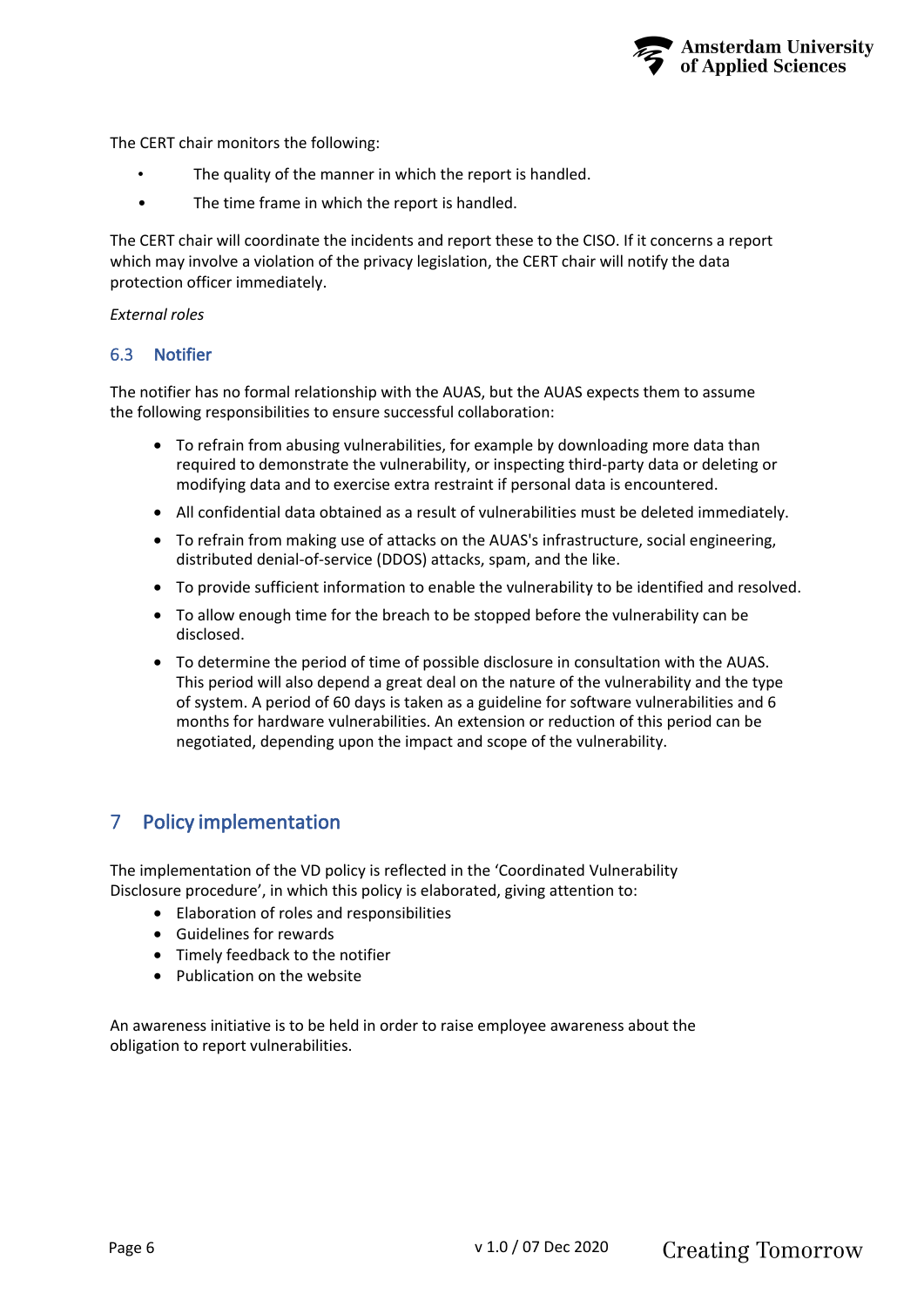The CERT chair monitors the following:

- The quality of the manner in which the report is handled.
- The time frame in which the report is handled.

The CERT chair will coordinate the incidents and report these to the CISO. If it concerns a report which may involve a violation of the privacy legislation, the CERT chair will notify the data protection officer immediately.

*External roles*

## 6.3 Notifier

The notifier has no formal relationship with the AUAS, but the AUAS expects them to assume the following responsibilities to ensure successful collaboration:

- To refrain from abusing vulnerabilities, for example by downloading more data than required to demonstrate the vulnerability, or inspecting third-party data or deleting or modifying data and to exercise extra restraint if personal data is encountered.
- All confidential data obtained as a result of vulnerabilities must be deleted immediately.
- To refrain from making use of attacks on the AUAS's infrastructure, social engineering, distributed denial-of-service (DDOS) attacks, spam, and the like.
- To provide sufficient information to enable the vulnerability to be identified and resolved.
- To allow enough time for the breach to be stopped before the vulnerability can be disclosed.
- To determine the period of time of possible disclosure in consultation with the AUAS. This period will also depend a great deal on the nature of the vulnerability and the type of system. A period of 60 days is taken as a guideline for software vulnerabilities and 6 months for hardware vulnerabilities. An extension or reduction of this period can be negotiated, depending upon the impact and scope of the vulnerability.

# 7 Policy implementation

The implementation of the VD policy is reflected in the 'Coordinated Vulnerability Disclosure procedure', in which this policy is elaborated, giving attention to:

- Elaboration of roles and responsibilities
- Guidelines for rewards
- Timely feedback to the notifier
- Publication on the website

An awareness initiative is to be held in order to raise employee awareness about the obligation to report vulnerabilities.